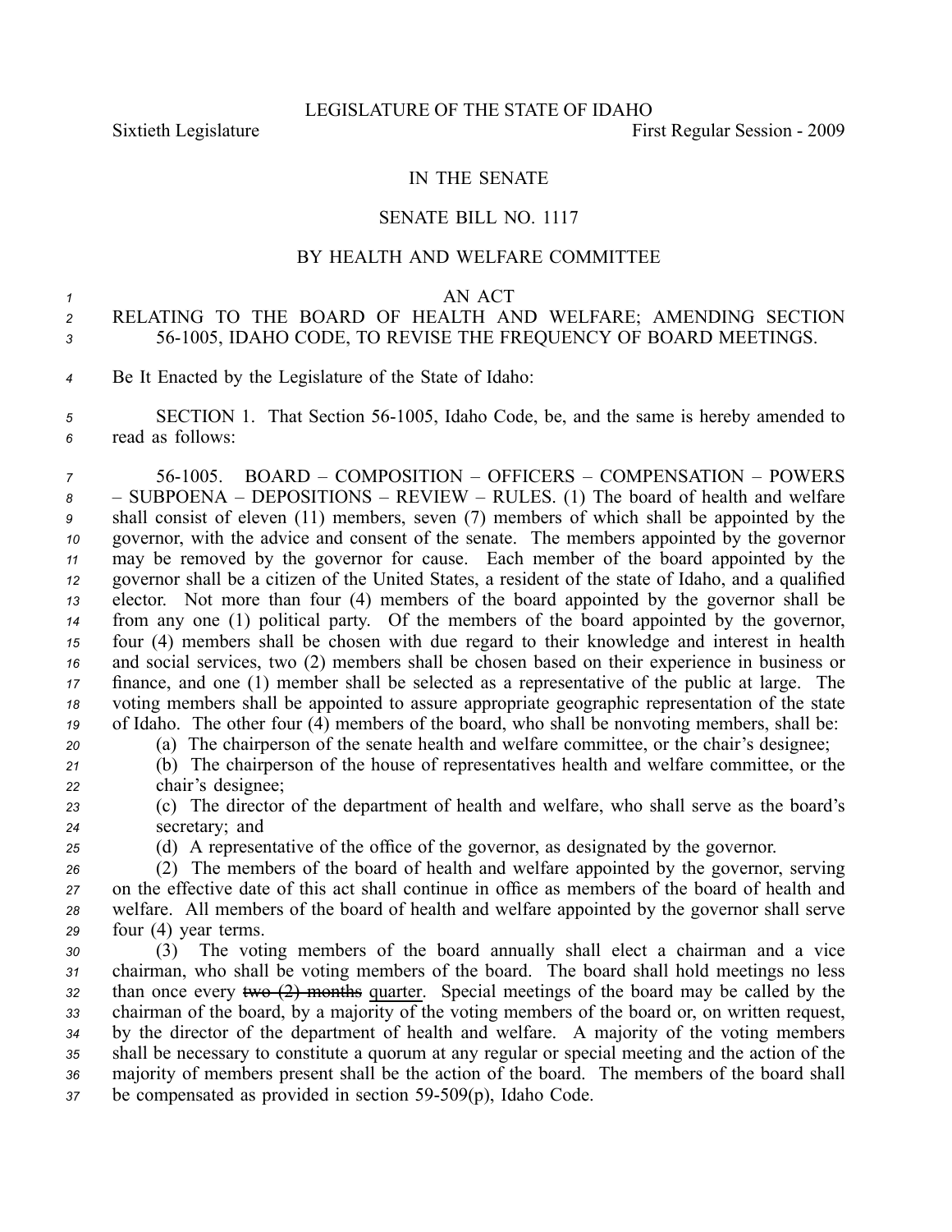LEGISLATURE OF THE STATE OF IDAHO

Sixtieth Legislature First Regular Session - 2009

# IN THE SENATE

## SENATE BILL NO. 1117

### BY HEALTH AND WELFARE COMMITTEE

AN ACT

RELATING TO THE BOARD OF HEALTH AND WELFARE; AMENDING SECTION 56-1005, IDAHO CODE, TO REVISE THE FREQUENCY OF BOARD MEETINGS.

Be It Enacted by the Legislature of the State of Idaho:

SECTION 1. That Section 56-1005, Idaho Code, be, and the same is hereby amended to read as follows:

56-1005. BOARD – COMPOSITION – OFFICERS – COMPENSATION – POWERS – SUBPOENA – DEPOSITIONS – REVIEW – RULES. (1) The board of health and welfare shall consist of eleven (11) members, seven (7) members of which shall be appointed by the governor, with the advice and consent of the senate. The members appointed by the governor may be removed by the governor for cause. Each member of the board appointed by the governor shall be a citizen of the United States, a resident of the state of Idaho, and a qualified elector. Not more than four (4) members of the board appointed by the governor shall be from any one (1) political party. Of the members of the board appointed by the governor, four (4) members shall be chosen with due regard to their knowledge and interest in health and social services, two (2) members shall be chosen based on their experience in business or finance, and one (1) member shall be selected as a representative of the public at large. The voting members shall be appointed to assure appropriate geographic representation of the state of Idaho. The other four (4) members of the board, who shall be nonvoting members, shall be:

(a) The chairperson of the senate health and welfare committee, or the chair's designee;

(b) The chairperson of the house of representatives health and welfare committee, or the chair's designee;

(c) The director of the department of health and welfare, who shall serve as the board's secretary; and

(d) A representative of the office of the governor, as designated by the governor.

(2) The members of the board of health and welfare appointed by the governor, serving on the effective date of this act shall continue in office as members of the board of health and welfare. All members of the board of health and welfare appointed by the governor shall serve four (4) year terms.

(3) The voting members of the board annually shall elect a chairman and a vice chairman, who shall be voting members of the board. The board shall hold meetings no less than once every ~~two (2) months~~ <u>quarter</u>. Special meetings of the board may be called by the chairman of the board, by a majority of the voting members of the board or, on written request, by the director of the department of health and welfare. A majority of the voting members shall be necessary to constitute a quorum at any regular or special meeting and the action of the majority of members present shall be the action of the board. The members of the board shall be compensated as provided in section 59-509(p), Idaho Code.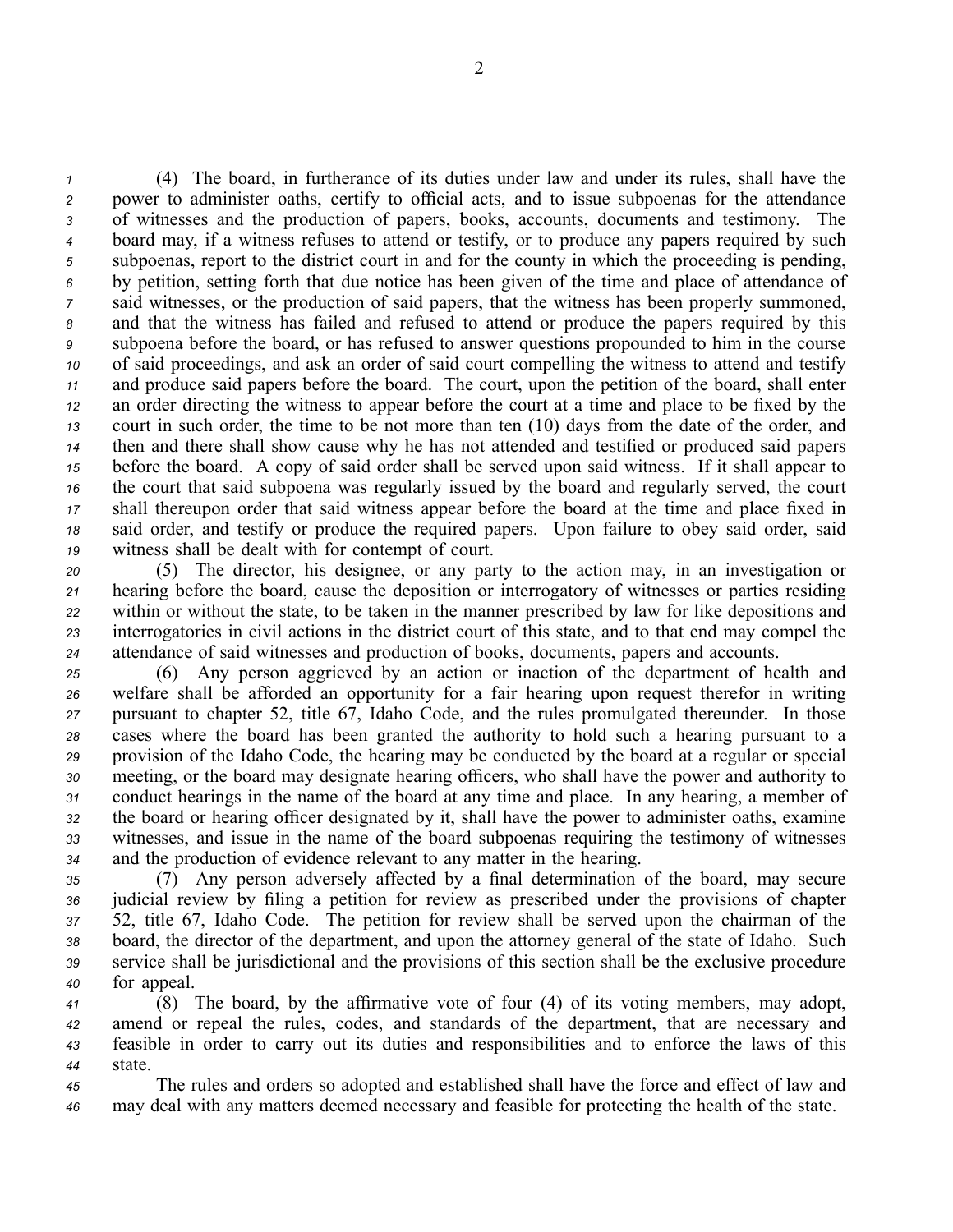(4) The board, in furtherance of its duties under law and under its rules, shall have the power to administer oaths, certify to official acts, and to issue subpoenas for the attendance of witnesses and the production of papers, books, accounts, documents and testimony. The board may, if a witness refuses to attend or testify, or to produce any papers required by such subpoenas, report to the district court in and for the county in which the proceeding is pending, by petition, setting forth that due notice has been given of the time and place of attendance of said witnesses, or the production of said papers, that the witness has been properly summoned, and that the witness has failed and refused to attend or produce the papers required by this subpoena before the board, or has refused to answer questions propounded to him in the course of said proceedings, and ask an order of said court compelling the witness to attend and testify and produce said papers before the board. The court, upon the petition of the board, shall enter an order directing the witness to appear before the court at a time and place to be fixed by the court in such order, the time to be not more than ten (10) days from the date of the order, and then and there shall show cause why he has not attended and testified or produced said papers before the board. A copy of said order shall be served upon said witness. If it shall appear to the court that said subpoena was regularly issued by the board and regularly served, the court shall thereupon order that said witness appear before the board at the time and place fixed in said order, and testify or produce the required papers. Upon failure to obey said order, said witness shall be dealt with for contempt of court.

(5) The director, his designee, or any party to the action may, in an investigation or hearing before the board, cause the deposition or interrogatory of witnesses or parties residing within or without the state, to be taken in the manner prescribed by law for like depositions and interrogatories in civil actions in the district court of this state, and to that end may compel the attendance of said witnesses and production of books, documents, papers and accounts.

(6) Any person aggrieved by an action or inaction of the department of health and welfare shall be afforded an opportunity for a fair hearing upon request therefor in writing pursuant to chapter 52, title 67, Idaho Code, and the rules promulgated thereunder. In those cases where the board has been granted the authority to hold such a hearing pursuant to a provision of the Idaho Code, the hearing may be conducted by the board at a regular or special meeting, or the board may designate hearing officers, who shall have the power and authority to conduct hearings in the name of the board at any time and place. In any hearing, a member of the board or hearing officer designated by it, shall have the power to administer oaths, examine witnesses, and issue in the name of the board subpoenas requiring the testimony of witnesses and the production of evidence relevant to any matter in the hearing.

(7) Any person adversely affected by a final determination of the board, may secure judicial review by filing a petition for review as prescribed under the provisions of chapter 52, title 67, Idaho Code. The petition for review shall be served upon the chairman of the board, the director of the department, and upon the attorney general of the state of Idaho. Such service shall be jurisdictional and the provisions of this section shall be the exclusive procedure for appeal.

(8) The board, by the affirmative vote of four (4) of its voting members, may adopt, amend or repeal the rules, codes, and standards of the department, that are necessary and feasible in order to carry out its duties and responsibilities and to enforce the laws of this state.

The rules and orders so adopted and established shall have the force and effect of law and may deal with any matters deemed necessary and feasible for protecting the health of the state.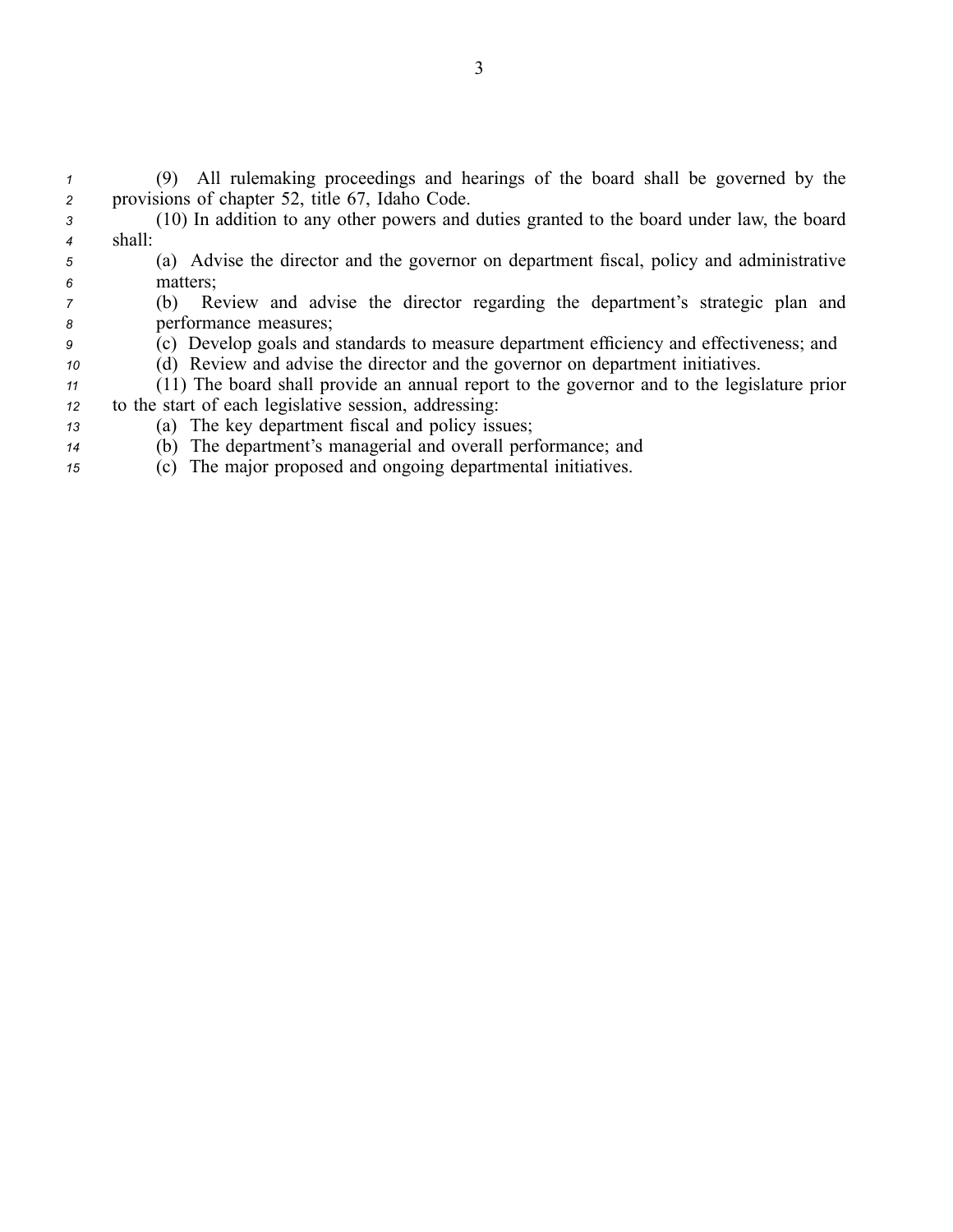(9) All rulemaking proceedings and hearings of the board shall be governed by the provisions of chapter 52, title 67, Idaho Code.

(10) In addition to any other powers and duties granted to the board under law, the board shall:

(a) Advise the director and the governor on department fiscal, policy and administrative matters;

(b) Review and advise the director regarding the department's strategic plan and performance measures;

(c) Develop goals and standards to measure department efficiency and effectiveness; and

(d) Review and advise the director and the governor on department initiatives.

(11) The board shall provide an annual report to the governor and to the legislature prior to the start of each legislative session, addressing:

(a) The key department fiscal and policy issues;

(b) The department's managerial and overall performance; and

(c) The major proposed and ongoing departmental initiatives.